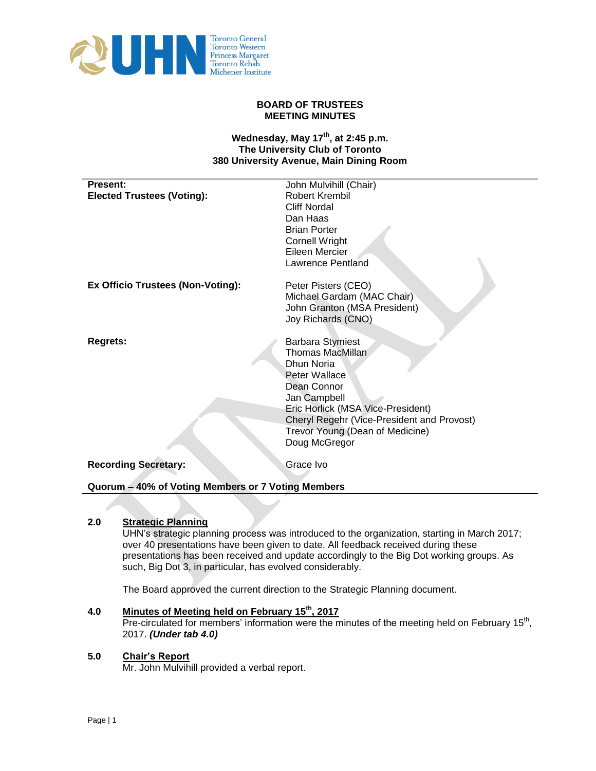# BOARD OF TRUSTEES MEETING MINUTES

**Wednesday, May 17th, at 2:45 p.m.**
**The University Club of Toronto**
**380 University Avenue, Main Dining Room**

| | |
|---|---|
| **Present:** | John Mulvihill (Chair) |
| **Elected Trustees (Voting):** | Robert Krembil |
| | Cliff Nordal |
| | Dan Haas |
| | Brian Porter |
| | Cornell Wright |
| | Eileen Mercier |
| | Lawrence Pentland |
| **Ex Officio Trustees (Non-Voting):** | Peter Pisters (CEO) |
| | Michael Gardam (MAC Chair) |
| | John Granton (MSA President) |
| | Joy Richards (CNO) |
| **Regrets:** | Barbara Stymiest |
| | Thomas MacMillan |
| | Dhun Noria |
| | Peter Wallace |
| | Dean Connor |
| | Jan Campbell |
| | Eric Horlick (MSA Vice-President) |
| | Cheryl Regehr (Vice-President and Provost) |
| | Trevor Young (Dean of Medicine) |
| | Doug McGregor |
| **Recording Secretary:** | Grace Ivo |

**Quorum – 40% of Voting Members or 7 Voting Members**

## 2.0 Strategic Planning

UHN's strategic planning process was introduced to the organization, starting in March 2017; over 40 presentations have been given to date. All feedback received during these presentations has been received and update accordingly to the Big Dot working groups. As such, Big Dot 3, in particular, has evolved considerably.

The Board approved the current direction to the Strategic Planning document.

## 4.0 Minutes of Meeting held on February 15th, 2017

Pre-circulated for members' information were the minutes of the meeting held on February 15th, 2017. ***(Under tab 4.0)***

## 5.0 Chair's Report

Mr. John Mulvihill provided a verbal report.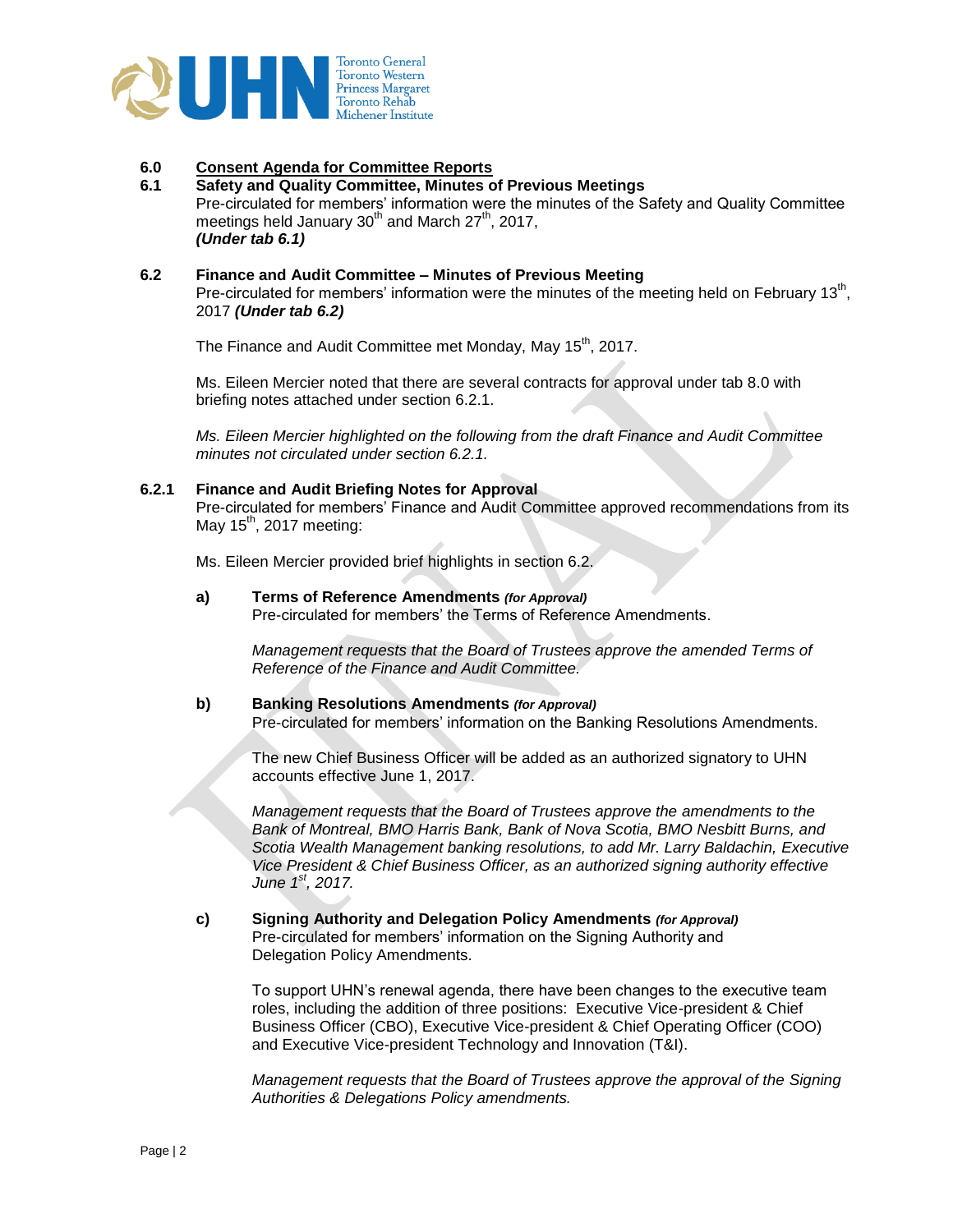## 6.0 Consent Agenda for Committee Reports

### 6.1 Safety and Quality Committee, Minutes of Previous Meetings

Pre-circulated for members' information were the minutes of the Safety and Quality Committee meetings held January 30th and March 27th, 2017,
***(Under tab 6.1)***

### 6.2 Finance and Audit Committee – Minutes of Previous Meeting

Pre-circulated for members' information were the minutes of the meeting held on February 13th, 2017 ***(Under tab 6.2)***

The Finance and Audit Committee met Monday, May 15th, 2017.

Ms. Eileen Mercier noted that there are several contracts for approval under tab 8.0 with briefing notes attached under section 6.2.1.

*Ms. Eileen Mercier highlighted on the following from the draft Finance and Audit Committee minutes not circulated under section 6.2.1.*

### 6.2.1 Finance and Audit Briefing Notes for Approval

Pre-circulated for members' Finance and Audit Committee approved recommendations from its May 15th, 2017 meeting:

Ms. Eileen Mercier provided brief highlights in section 6.2.

**a) Terms of Reference Amendments *(for Approval)***

Pre-circulated for members' the Terms of Reference Amendments.

*Management requests that the Board of Trustees approve the amended Terms of Reference of the Finance and Audit Committee.*

**b) Banking Resolutions Amendments *(for Approval)***

Pre-circulated for members' information on the Banking Resolutions Amendments.

The new Chief Business Officer will be added as an authorized signatory to UHN accounts effective June 1, 2017.

*Management requests that the Board of Trustees approve the amendments to the Bank of Montreal, BMO Harris Bank, Bank of Nova Scotia, BMO Nesbitt Burns, and Scotia Wealth Management banking resolutions, to add Mr. Larry Baldachin, Executive Vice President & Chief Business Officer, as an authorized signing authority effective June 1st, 2017.*

**c) Signing Authority and Delegation Policy Amendments *(for Approval)***

Pre-circulated for members' information on the Signing Authority and Delegation Policy Amendments.

To support UHN's renewal agenda, there have been changes to the executive team roles, including the addition of three positions: Executive Vice-president & Chief Business Officer (CBO), Executive Vice-president & Chief Operating Officer (COO) and Executive Vice-president Technology and Innovation (T&I).

*Management requests that the Board of Trustees approve the approval of the Signing Authorities & Delegations Policy amendments.*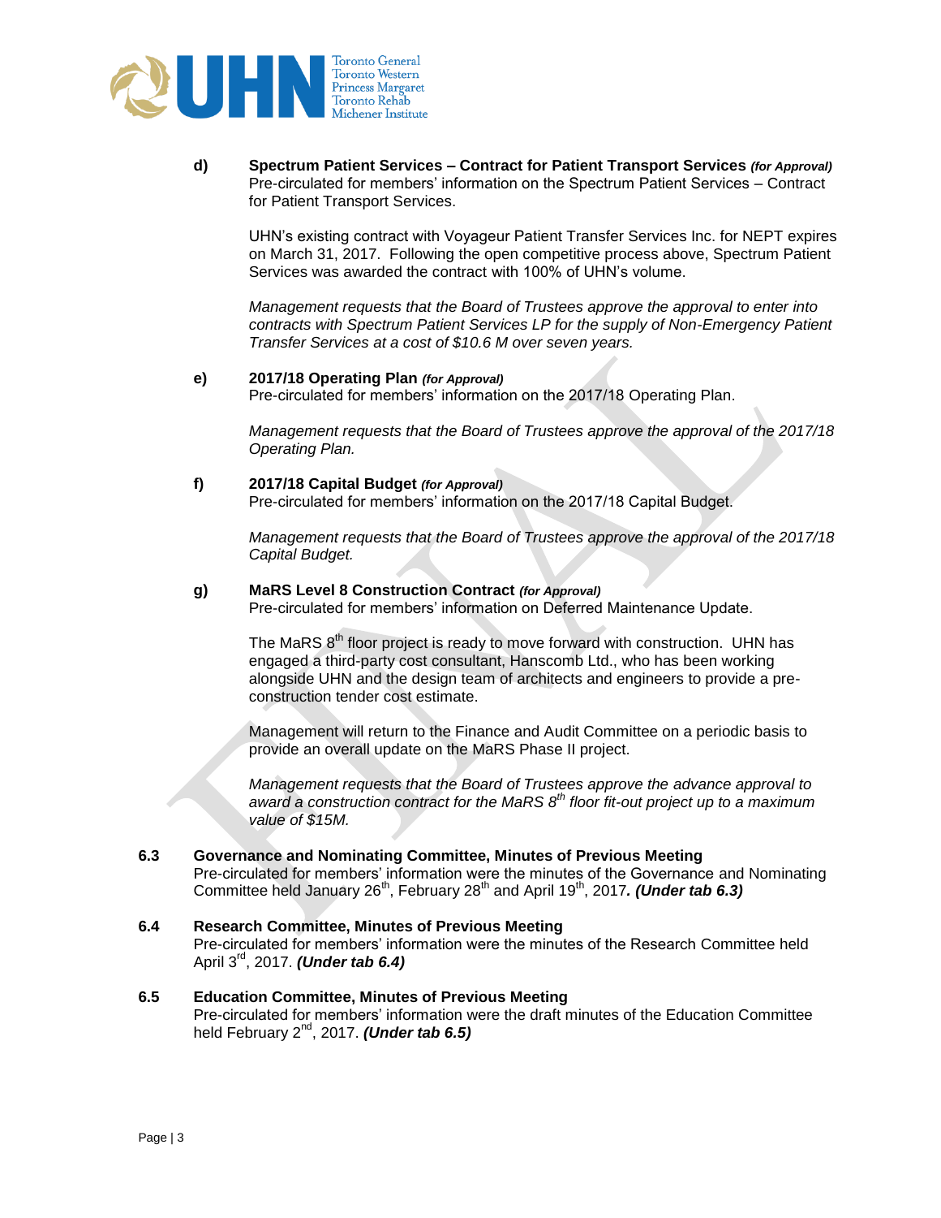**d) Spectrum Patient Services – Contract for Patient Transport Services *(for Approval)***
Pre-circulated for members' information on the Spectrum Patient Services – Contract for Patient Transport Services.

UHN's existing contract with Voyageur Patient Transfer Services Inc. for NEPT expires on March 31, 2017. Following the open competitive process above, Spectrum Patient Services was awarded the contract with 100% of UHN's volume.

*Management requests that the Board of Trustees approve the approval to enter into contracts with Spectrum Patient Services LP for the supply of Non-Emergency Patient Transfer Services at a cost of $10.6 M over seven years.*

**e) 2017/18 Operating Plan *(for Approval)***
Pre-circulated for members' information on the 2017/18 Operating Plan.

*Management requests that the Board of Trustees approve the approval of the 2017/18 Operating Plan.*

**f) 2017/18 Capital Budget *(for Approval)***
Pre-circulated for members' information on the 2017/18 Capital Budget.

*Management requests that the Board of Trustees approve the approval of the 2017/18 Capital Budget.*

**g) MaRS Level 8 Construction Contract *(for Approval)***
Pre-circulated for members' information on Deferred Maintenance Update.

The MaRS 8th floor project is ready to move forward with construction. UHN has engaged a third-party cost consultant, Hanscomb Ltd., who has been working alongside UHN and the design team of architects and engineers to provide a pre-construction tender cost estimate.

Management will return to the Finance and Audit Committee on a periodic basis to provide an overall update on the MaRS Phase II project.

*Management requests that the Board of Trustees approve the advance approval to award a construction contract for the MaRS 8th floor fit-out project up to a maximum value of $15M.*

**6.3 Governance and Nominating Committee, Minutes of Previous Meeting**
Pre-circulated for members' information were the minutes of the Governance and Nominating Committee held January 26th, February 28th and April 19th, 2017**. *(Under tab 6.3)***

**6.4 Research Committee, Minutes of Previous Meeting**
Pre-circulated for members' information were the minutes of the Research Committee held April 3rd, 2017. ***(Under tab 6.4)***

**6.5 Education Committee, Minutes of Previous Meeting**
Pre-circulated for members' information were the draft minutes of the Education Committee held February 2nd, 2017. ***(Under tab 6.5)***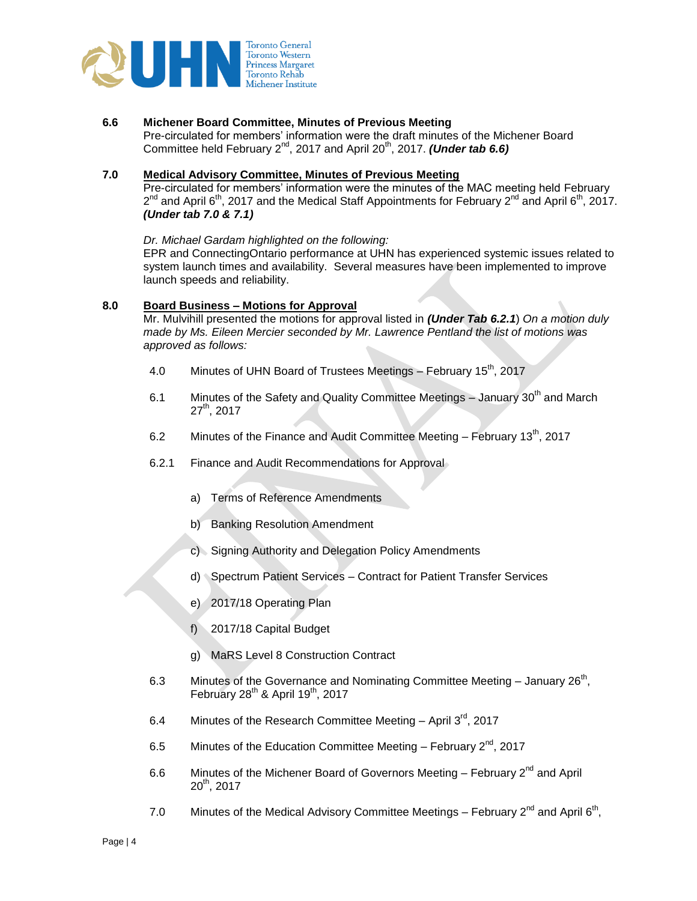**6.6 Michener Board Committee, Minutes of Previous Meeting**

Pre-circulated for members' information were the draft minutes of the Michener Board Committee held February 2nd, 2017 and April 20th, 2017. ***(Under tab 6.6)***

**7.0 Medical Advisory Committee, Minutes of Previous Meeting**

Pre-circulated for members' information were the minutes of the MAC meeting held February 2nd and April 6th, 2017 and the Medical Staff Appointments for February 2nd and April 6th, 2017. ***(Under tab 7.0 & 7.1)***

*Dr. Michael Gardam highlighted on the following:*

EPR and ConnectingOntario performance at UHN has experienced systemic issues related to system launch times and availability. Several measures have been implemented to improve launch speeds and reliability.

**8.0 Board Business – Motions for Approval**

Mr. Mulvihill presented the motions for approval listed in ***(Under Tab 6.2.1***) *On a motion duly made by Ms. Eileen Mercier seconded by Mr. Lawrence Pentland the list of motions was approved as follows:*

- 4.0 Minutes of UHN Board of Trustees Meetings – February 15th, 2017
- 6.1 Minutes of the Safety and Quality Committee Meetings – January 30th and March 27th, 2017
- 6.2 Minutes of the Finance and Audit Committee Meeting – February 13th, 2017
- 6.2.1 Finance and Audit Recommendations for Approval
  - a) Terms of Reference Amendments
  - b) Banking Resolution Amendment
  - c) Signing Authority and Delegation Policy Amendments
  - d) Spectrum Patient Services – Contract for Patient Transfer Services
  - e) 2017/18 Operating Plan
  - f) 2017/18 Capital Budget
  - g) MaRS Level 8 Construction Contract
- 6.3 Minutes of the Governance and Nominating Committee Meeting – January 26th, February 28th & April 19th, 2017
- 6.4 Minutes of the Research Committee Meeting – April 3rd, 2017
- 6.5 Minutes of the Education Committee Meeting – February 2nd, 2017
- 6.6 Minutes of the Michener Board of Governors Meeting – February 2nd and April 20th, 2017
- 7.0 Minutes of the Medical Advisory Committee Meetings – February 2nd and April 6th,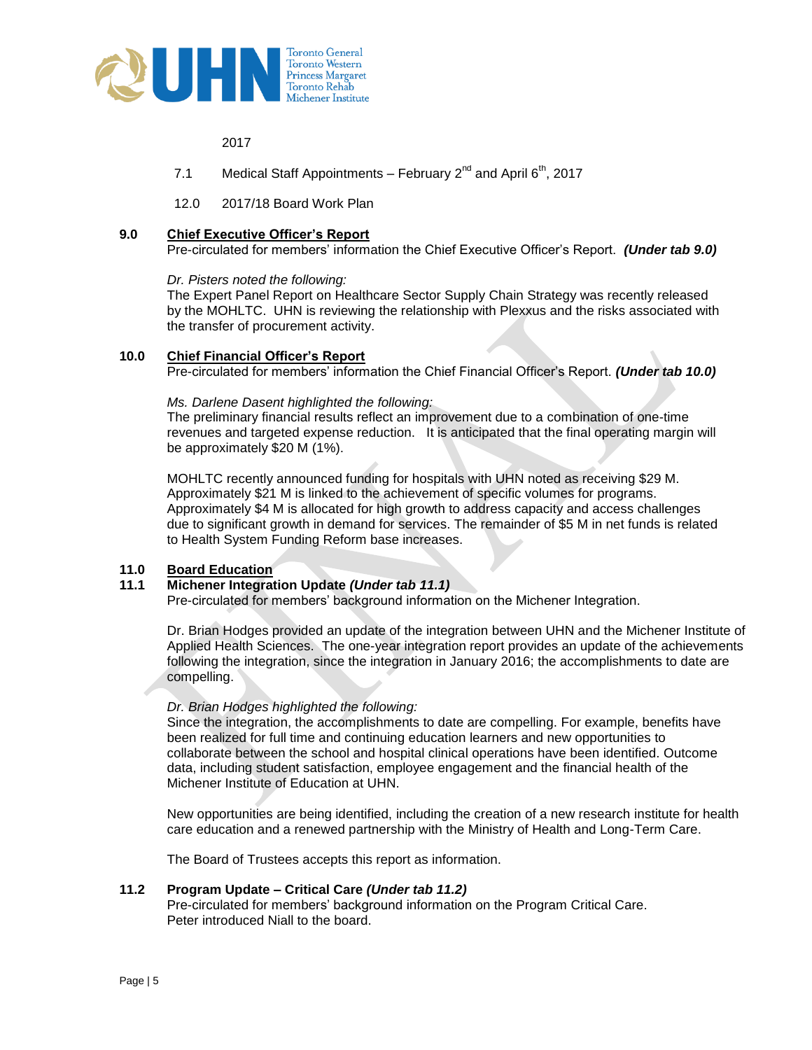2017

7.1 Medical Staff Appointments – February 2nd and April 6th, 2017

12.0 2017/18 Board Work Plan

## 9.0 Chief Executive Officer's Report

Pre-circulated for members' information the Chief Executive Officer's Report. ***(Under tab 9.0)***

*Dr. Pisters noted the following:*
The Expert Panel Report on Healthcare Sector Supply Chain Strategy was recently released by the MOHLTC. UHN is reviewing the relationship with Plexxus and the risks associated with the transfer of procurement activity.

## 10.0 Chief Financial Officer's Report

Pre-circulated for members' information the Chief Financial Officer's Report. ***(Under tab 10.0)***

*Ms. Darlene Dasent highlighted the following:*
The preliminary financial results reflect an improvement due to a combination of one-time revenues and targeted expense reduction. It is anticipated that the final operating margin will be approximately $20 M (1%).

MOHLTC recently announced funding for hospitals with UHN noted as receiving $29 M. Approximately $21 M is linked to the achievement of specific volumes for programs. Approximately $4 M is allocated for high growth to address capacity and access challenges due to significant growth in demand for services. The remainder of $5 M in net funds is related to Health System Funding Reform base increases.

## 11.0 Board Education

### 11.1 Michener Integration Update *(Under tab 11.1)*

Pre-circulated for members' background information on the Michener Integration.

Dr. Brian Hodges provided an update of the integration between UHN and the Michener Institute of Applied Health Sciences. The one-year integration report provides an update of the achievements following the integration, since the integration in January 2016; the accomplishments to date are compelling.

*Dr. Brian Hodges highlighted the following:*
Since the integration, the accomplishments to date are compelling. For example, benefits have been realized for full time and continuing education learners and new opportunities to collaborate between the school and hospital clinical operations have been identified. Outcome data, including student satisfaction, employee engagement and the financial health of the Michener Institute of Education at UHN.

New opportunities are being identified, including the creation of a new research institute for health care education and a renewed partnership with the Ministry of Health and Long-Term Care.

The Board of Trustees accepts this report as information.

### 11.2 Program Update – Critical Care *(Under tab 11.2)*

Pre-circulated for members' background information on the Program Critical Care.
Peter introduced Niall to the board.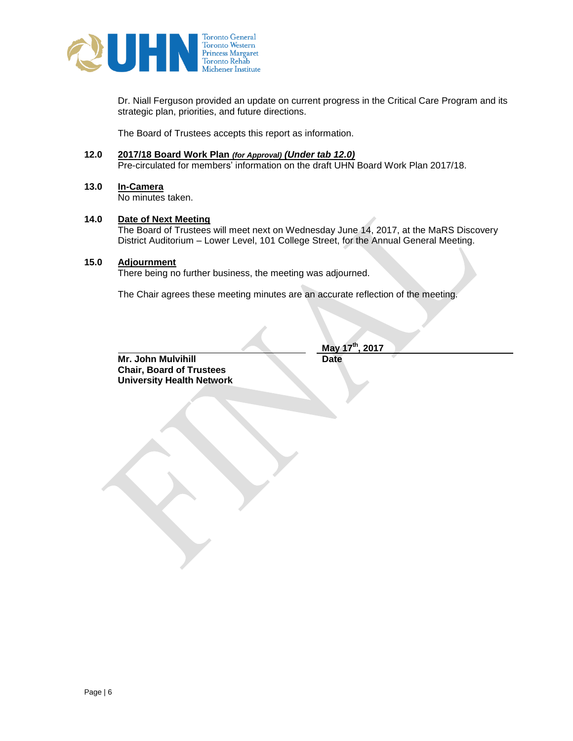Dr. Niall Ferguson provided an update on current progress in the Critical Care Program and its strategic plan, priorities, and future directions.

The Board of Trustees accepts this report as information.

**12.0 2017/18 Board Work Plan *(for Approval)* *(Under tab 12.0)***

Pre-circulated for members' information on the draft UHN Board Work Plan 2017/18.

**13.0 In-Camera**

No minutes taken.

**14.0 Date of Next Meeting**

The Board of Trustees will meet next on Wednesday June 14, 2017, at the MaRS Discovery District Auditorium – Lower Level, 101 College Street, for the Annual General Meeting.

**15.0 Adjournment**

There being no further business, the meeting was adjourned.

The Chair agrees these meeting minutes are an accurate reflection of the meeting.

| | |
|---|---|
| **Mr. John Mulvihill**<br>**Chair, Board of Trustees**<br>**University Health Network** | **May 17th, 2017**<br>**Date** |